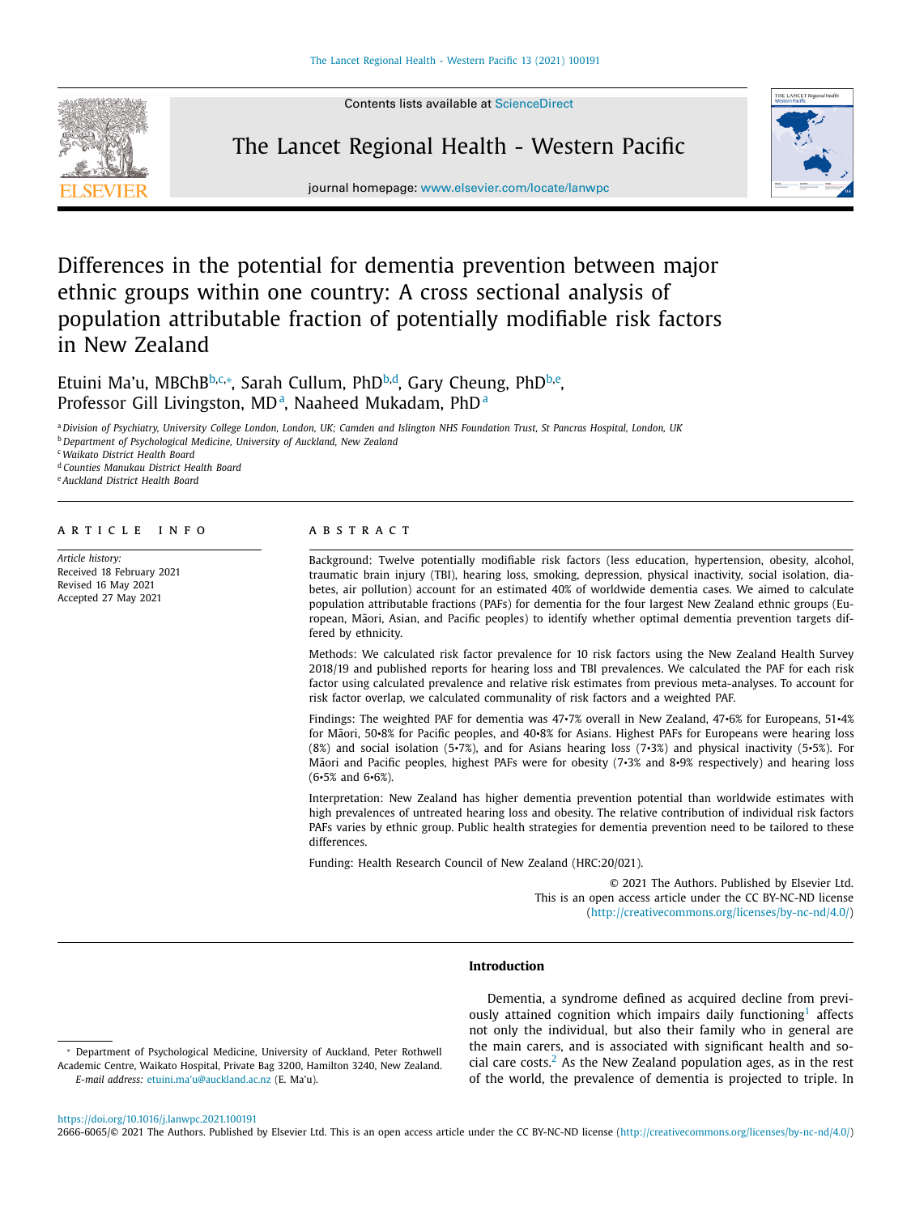# Differences in the potential for dementia prevention between major ethnic groups within one country: A cross sectional analysis of population attributable fraction of potentially modifiable risk factors in New Zealand

Etuini Ma'u, MBChB[b,c,*], Sarah Cullum, PhD[b,d], Gary Cheung, PhD[b,e], Professor Gill Livingston, MD[a], Naaheed Mukadam, PhD[a]

[a] *Division of Psychiatry, University College London, London, UK; Camden and Islington NHS Foundation Trust, St Pancras Hospital, London, UK*
[b] *Department of Psychological Medicine, University of Auckland, New Zealand*
[c] *Waikato District Health Board*
[d] *Counties Manukau District Health Board*
[e] *Auckland District Health Board*

## ARTICLE INFO

*Article history:*
Received 18 February 2021
Revised 16 May 2021
Accepted 27 May 2021

## ABSTRACT

Background: Twelve potentially modifiable risk factors (less education, hypertension, obesity, alcohol, traumatic brain injury (TBI), hearing loss, smoking, depression, physical inactivity, social isolation, diabetes, air pollution) account for an estimated 40% of worldwide dementia cases. We aimed to calculate population attributable fractions (PAFs) for dementia for the four largest New Zealand ethnic groups (European, Māori, Asian, and Pacific peoples) to identify whether optimal dementia prevention targets differed by ethnicity.

Methods: We calculated risk factor prevalence for 10 risk factors using the New Zealand Health Survey 2018/19 and published reports for hearing loss and TBI prevalences. We calculated the PAF for each risk factor using calculated prevalence and relative risk estimates from previous meta-analyses. To account for risk factor overlap, we calculated communality of risk factors and a weighted PAF.

Findings: The weighted PAF for dementia was 47•7% overall in New Zealand, 47•6% for Europeans, 51•4% for Māori, 50•8% for Pacific peoples, and 40•8% for Asians. Highest PAFs for Europeans were hearing loss (8%) and social isolation (5•7%), and for Asians hearing loss (7•3%) and physical inactivity (5•5%). For Māori and Pacific peoples, highest PAFs were for obesity (7•3% and 8•9% respectively) and hearing loss (6•5% and 6•6%).

Interpretation: New Zealand has higher dementia prevention potential than worldwide estimates with high prevalences of untreated hearing loss and obesity. The relative contribution of individual risk factors PAFs varies by ethnic group. Public health strategies for dementia prevention need to be tailored to these differences.

Funding: Health Research Council of New Zealand (HRC:20/021).

© 2021 The Authors. Published by Elsevier Ltd.
This is an open access article under the CC BY-NC-ND license (http://creativecommons.org/licenses/by-nc-nd/4.0/)

## Introduction

Dementia, a syndrome defined as acquired decline from previously attained cognition which impairs daily functioning[1] affects not only the individual, but also their family who in general are the main carers, and is associated with significant health and social care costs.[2] As the New Zealand population ages, as in the rest of the world, the prevalence of dementia is projected to triple. In

* Department of Psychological Medicine, University of Auckland, Peter Rothwell Academic Centre, Waikato Hospital, Private Bag 3200, Hamilton 3240, New Zealand.
*E-mail address:* etuini.ma'u@auckland.ac.nz (E. Ma'u).

https://doi.org/10.1016/j.lanwpc.2021.100191
2666-6065/© 2021 The Authors. Published by Elsevier Ltd. This is an open access article under the CC BY-NC-ND license (http://creativecommons.org/licenses/by-nc-nd/4.0/)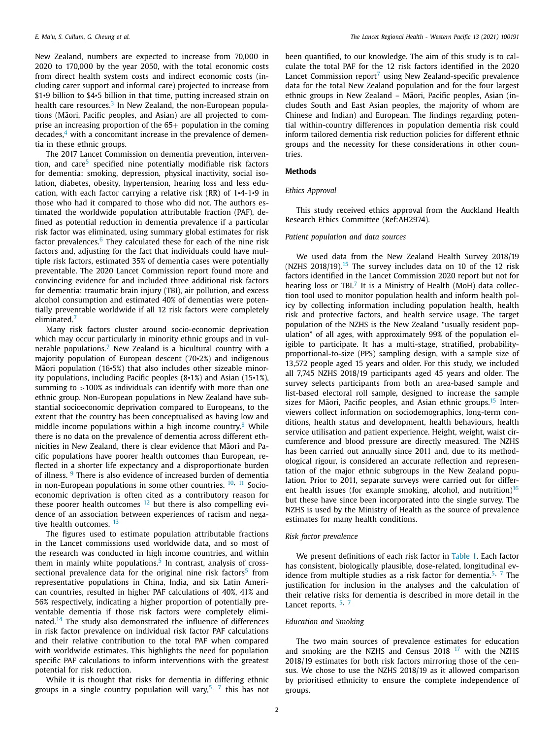New Zealand, numbers are expected to increase from 70,000 in 2020 to 170,000 by the year 2050, with the total economic costs from direct health system costs and indirect economic costs (including carer support and informal care) projected to increase from $1•9 billion to $4•5 billion in that time, putting increased strain on health care resources.[3] In New Zealand, the non-European populations (Māori, Pacific peoples, and Asian) are all projected to comprise an increasing proportion of the 65+ population in the coming decades,[4] with a concomitant increase in the prevalence of dementia in these ethnic groups.

The 2017 Lancet Commission on dementia prevention, intervention, and care[5] specified nine potentially modifiable risk factors for dementia: smoking, depression, physical inactivity, social isolation, diabetes, obesity, hypertension, hearing loss and less education, with each factor carrying a relative risk (RR) of 1•4-1•9 in those who had it compared to those who did not. The authors estimated the worldwide population attributable fraction (PAF), defined as potential reduction in dementia prevalence if a particular risk factor was eliminated, using summary global estimates for risk factor prevalences.[6] They calculated these for each of the nine risk factors and, adjusting for the fact that individuals could have multiple risk factors, estimated 35% of dementia cases were potentially preventable. The 2020 Lancet Commission report found more and convincing evidence for and included three additional risk factors for dementia: traumatic brain injury (TBI), air pollution, and excess alcohol consumption and estimated 40% of dementias were potentially preventable worldwide if all 12 risk factors were completely eliminated.[7]

Many risk factors cluster around socio-economic deprivation which may occur particularly in minority ethnic groups and in vulnerable populations.[7] New Zealand is a bicultural country with a majority population of European descent (70•2%) and indigenous Māori population (16•5%) that also includes other sizeable minority populations, including Pacific peoples (8•1%) and Asian (15•1%), summing to >100% as individuals can identify with more than one ethnic group. Non-European populations in New Zealand have substantial socioeconomic deprivation compared to Europeans, to the extent that the country has been conceptualised as having low and middle income populations within a high income country.[8] While there is no data on the prevalence of dementia across different ethnicities in New Zealand, there is clear evidence that Māori and Pacific populations have poorer health outcomes than European, reflected in a shorter life expectancy and a disproportionate burden of illness.[9] There is also evidence of increased burden of dementia in non-European populations in some other countries.[10, 11] Socioeconomic deprivation is often cited as a contributory reason for these poorer health outcomes[12] but there is also compelling evidence of an association between experiences of racism and negative health outcomes.[13]

The figures used to estimate population attributable fractions in the Lancet commissions used worldwide data, and so most of the research was conducted in high income countries, and within them in mainly white populations.[5] In contrast, analysis of cross-sectional prevalence data for the original nine risk factors[5] from representative populations in China, India, and six Latin American countries, resulted in higher PAF calculations of 40%, 41% and 56% respectively, indicating a higher proportion of potentially preventable dementia if those risk factors were completely eliminated.[14] The study also demonstrated the influence of differences in risk factor prevalence on individual risk factor PAF calculations and their relative contribution to the total PAF when compared with worldwide estimates. This highlights the need for population specific PAF calculations to inform interventions with the greatest potential for risk reduction.

While it is thought that risks for dementia in differing ethnic groups in a single country population will vary,[5, 7] this has not been quantified, to our knowledge. The aim of this study is to calculate the total PAF for the 12 risk factors identified in the 2020 Lancet Commission report[7] using New Zealand-specific prevalence data for the total New Zealand population and for the four largest ethnic groups in New Zealand – Māori, Pacific peoples, Asian (includes South and East Asian peoples, the majority of whom are Chinese and Indian) and European. The findings regarding potential within-country differences in population dementia risk could inform tailored dementia risk reduction policies for different ethnic groups and the necessity for these considerations in other countries.

## Methods

### *Ethics Approval*

This study received ethics approval from the Auckland Health Research Ethics Committee (Ref:AH2974).

### *Patient population and data sources*

We used data from the New Zealand Health Survey 2018/19 (NZHS 2018/19).[15] The survey includes data on 10 of the 12 risk factors identified in the Lancet Commission 2020 report but not for hearing loss or TBI.[7] It is a Ministry of Health (MoH) data collection tool used to monitor population health and inform health policy by collecting information including population health, health risk and protective factors, and health service usage. The target population of the NZHS is the New Zealand "usually resident population" of all ages, with approximately 99% of the population eligible to participate. It has a multi-stage, stratified, probability-proportional-to-size (PPS) sampling design, with a sample size of 13,572 people aged 15 years and older. For this study, we included all 7,745 NZHS 2018/19 participants aged 45 years and older. The survey selects participants from both an area-based sample and list-based electoral roll sample, designed to increase the sample sizes for Māori, Pacific peoples, and Asian ethnic groups.[15] Interviewers collect information on sociodemographics, long-term conditions, health status and development, health behaviours, health service utilisation and patient experience. Height, weight, waist circumference and blood pressure are directly measured. The NZHS has been carried out annually since 2011 and, due to its methodological rigour, is considered an accurate reflection and representation of the major ethnic subgroups in the New Zealand population. Prior to 2011, separate surveys were carried out for different health issues (for example smoking, alcohol, and nutrition)[16] but these have since been incorporated into the single survey. The NZHS is used by the Ministry of Health as the source of prevalence estimates for many health conditions.

### *Risk factor prevalence*

We present definitions of each risk factor in Table 1. Each factor has consistent, biologically plausible, dose-related, longitudinal evidence from multiple studies as a risk factor for dementia.[5, 7] The justification for inclusion in the analyses and the calculation of their relative risks for dementia is described in more detail in the Lancet reports.[5, 7]

### *Education and Smoking*

The two main sources of prevalence estimates for education and smoking are the NZHS and Census 2018[17] with the NZHS 2018/19 estimates for both risk factors mirroring those of the census. We chose to use the NZHS 2018/19 as it allowed comparison by prioritised ethnicity to ensure the complete independence of groups.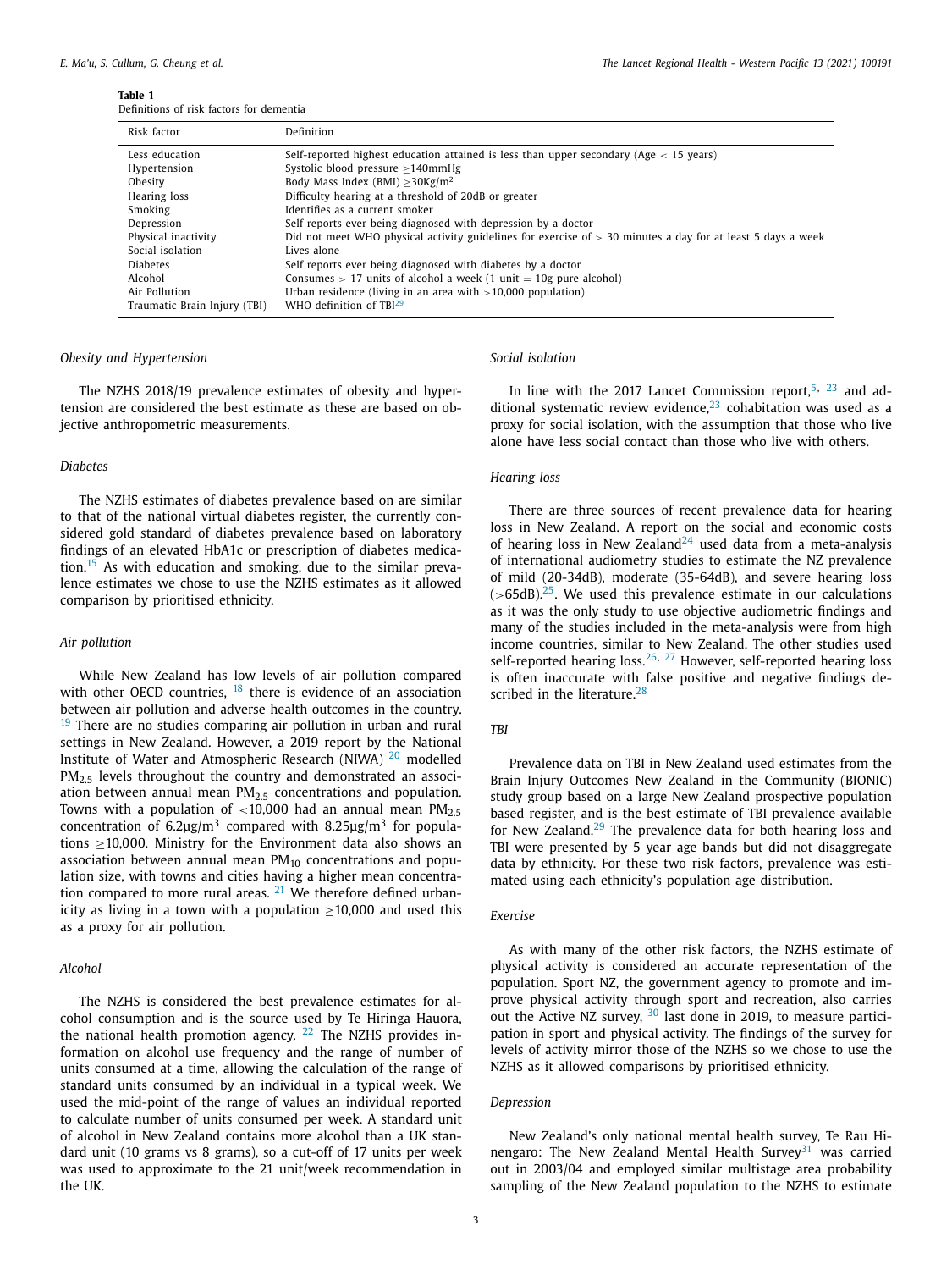**Table 1**
Definitions of risk factors for dementia

| Risk factor | Definition |
|---|---|
| Less education | Self-reported highest education attained is less than upper secondary (Age < 15 years) |
| Hypertension | Systolic blood pressure ≥140mmHg |
| Obesity | Body Mass Index (BMI) ≥30Kg/m$^2$ |
| Hearing loss | Difficulty hearing at a threshold of 20dB or greater |
| Smoking | Identifies as a current smoker |
| Depression | Self reports ever being diagnosed with depression by a doctor |
| Physical inactivity | Did not meet WHO physical activity guidelines for exercise of > 30 minutes a day for at least 5 days a week |
| Social isolation | Lives alone |
| Diabetes | Self reports ever being diagnosed with diabetes by a doctor |
| Alcohol | Consumes > 17 units of alcohol a week (1 unit = 10g pure alcohol) |
| Air Pollution | Urban residence (living in an area with >10,000 population) |
| Traumatic Brain Injury (TBI) | WHO definition of TBI[29] |

*Obesity and Hypertension*

The NZHS 2018/19 prevalence estimates of obesity and hypertension are considered the best estimate as these are based on objective anthropometric measurements.

*Diabetes*

The NZHS estimates of diabetes prevalence based on are similar to that of the national virtual diabetes register, the currently considered gold standard of diabetes prevalence based on laboratory findings of an elevated HbA1c or prescription of diabetes medication.[15] As with education and smoking, due to the similar prevalence estimates we chose to use the NZHS estimates as it allowed comparison by prioritised ethnicity.

*Air pollution*

While New Zealand has low levels of air pollution compared with other OECD countries, [18] there is evidence of an association between air pollution and adverse health outcomes in the country. [19] There are no studies comparing air pollution in urban and rural settings in New Zealand. However, a 2019 report by the National Institute of Water and Atmospheric Research (NIWA) [20] modelled $PM_{2.5}$ levels throughout the country and demonstrated an association between annual mean $PM_{2.5}$ concentrations and population. Towns with a population of <10,000 had an annual mean $PM_{2.5}$ concentration of 6.2μg/m$^3$ compared with 8.25μg/m$^3$ for populations ≥10,000. Ministry for the Environment data also shows an association between annual mean $PM_{10}$ concentrations and population size, with towns and cities having a higher mean concentration compared to more rural areas. [21] We therefore defined urbanicity as living in a town with a population ≥10,000 and used this as a proxy for air pollution.

*Alcohol*

The NZHS is considered the best prevalence estimates for alcohol consumption and is the source used by Te Hiringa Hauora, the national health promotion agency. [22] The NZHS provides information on alcohol use frequency and the range of number of units consumed at a time, allowing the calculation of the range of standard units consumed by an individual in a typical week. We used the mid-point of the range of values an individual reported to calculate number of units consumed per week. A standard unit of alcohol in New Zealand contains more alcohol than a UK standard unit (10 grams vs 8 grams), so a cut-off of 17 units per week was used to approximate to the 21 unit/week recommendation in the UK.

*Social isolation*

In line with the 2017 Lancet Commission report,[5, 23] and additional systematic review evidence,[23] cohabitation was used as a proxy for social isolation, with the assumption that those who live alone have less social contact than those who live with others.

*Hearing loss*

There are three sources of recent prevalence data for hearing loss in New Zealand. A report on the social and economic costs of hearing loss in New Zealand[24] used data from a meta-analysis of international audiometry studies to estimate the NZ prevalence of mild (20-34dB), moderate (35-64dB), and severe hearing loss (>65dB).[25]. We used this prevalence estimate in our calculations as it was the only study to use objective audiometric findings and many of the studies included in the meta-analysis were from high income countries, similar to New Zealand. The other studies used self-reported hearing loss.[26, 27] However, self-reported hearing loss is often inaccurate with false positive and negative findings described in the literature.[28]

*TBI*

Prevalence data on TBI in New Zealand used estimates from the Brain Injury Outcomes New Zealand in the Community (BIONIC) study group based on a large New Zealand prospective population based register, and is the best estimate of TBI prevalence available for New Zealand.[29] The prevalence data for both hearing loss and TBI were presented by 5 year age bands but did not disaggregate data by ethnicity. For these two risk factors, prevalence was estimated using each ethnicity's population age distribution.

*Exercise*

As with many of the other risk factors, the NZHS estimate of physical activity is considered an accurate representation of the population. Sport NZ, the government agency to promote and improve physical activity through sport and recreation, also carries out the Active NZ survey, [30] last done in 2019, to measure participation in sport and physical activity. The findings of the survey for levels of activity mirror those of the NZHS so we chose to use the NZHS as it allowed comparisons by prioritised ethnicity.

*Depression*

New Zealand's only national mental health survey, Te Rau Hinengaro: The New Zealand Mental Health Survey[31] was carried out in 2003/04 and employed similar multistage area probability sampling of the New Zealand population to the NZHS to estimate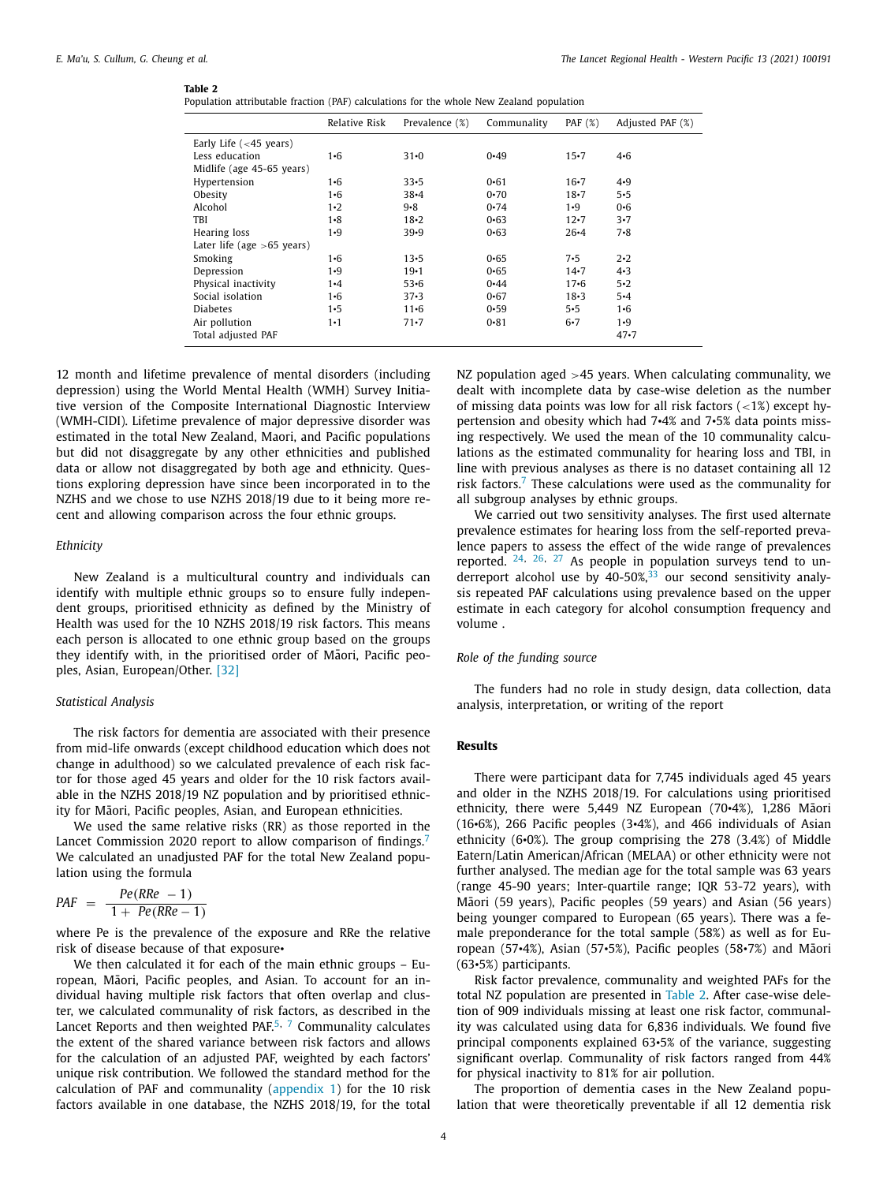**Table 2**
Population attributable fraction (PAF) calculations for the whole New Zealand population

| | Relative Risk | Prevalence (%) | Communality | PAF (%) | Adjusted PAF (%) |
|---|---|---|---|---|---|
| Early Life (<45 years) | | | | | |
| Less education | 1•6 | 31•0 | 0•49 | 15•7 | 4•6 |
| Midlife (age 45-65 years) | | | | | |
| Hypertension | 1•6 | 33•5 | 0•61 | 16•7 | 4•9 |
| Obesity | 1•6 | 38•4 | 0•70 | 18•7 | 5•5 |
| Alcohol | 1•2 | 9•8 | 0•74 | 1•9 | 0•6 |
| TBI | 1•8 | 18•2 | 0•63 | 12•7 | 3•7 |
| Hearing loss | 1•9 | 39•9 | 0•63 | 26•4 | 7•8 |
| Later life (age >65 years) | | | | | |
| Smoking | 1•6 | 13•5 | 0•65 | 7•5 | 2•2 |
| Depression | 1•9 | 19•1 | 0•65 | 14•7 | 4•3 |
| Physical inactivity | 1•4 | 53•6 | 0•44 | 17•6 | 5•2 |
| Social isolation | 1•6 | 37•3 | 0•67 | 18•3 | 5•4 |
| Diabetes | 1•5 | 11•6 | 0•59 | 5•5 | 1•6 |
| Air pollution | 1•1 | 71•7 | 0•81 | 6•7 | 1•9 |
| Total adjusted PAF | | | | | 47•7 |

12 month and lifetime prevalence of mental disorders (including depression) using the World Mental Health (WMH) Survey Initiative version of the Composite International Diagnostic Interview (WMH-CIDI). Lifetime prevalence of major depressive disorder was estimated in the total New Zealand, Maori, and Pacific populations but did not disaggregate by any other ethnicities and published data or allow not disaggregated by both age and ethnicity. Questions exploring depression have since been incorporated in to the NZHS and we chose to use NZHS 2018/19 due to it being more recent and allowing comparison across the four ethnic groups.

*Ethnicity*

New Zealand is a multicultural country and individuals can identify with multiple ethnic groups so to ensure fully independent groups, prioritised ethnicity as defined by the Ministry of Health was used for the 10 NZHS 2018/19 risk factors. This means each person is allocated to one ethnic group based on the groups they identify with, in the prioritised order of Māori, Pacific peoples, Asian, European/Other. [32]

*Statistical Analysis*

The risk factors for dementia are associated with their presence from mid-life onwards (except childhood education which does not change in adulthood) so we calculated prevalence of each risk factor for those aged 45 years and older for the 10 risk factors available in the NZHS 2018/19 NZ population and by prioritised ethnicity for Māori, Pacific peoples, Asian, and European ethnicities.

We used the same relative risks (RR) as those reported in the Lancet Commission 2020 report to allow comparison of findings.[7] We calculated an unadjusted PAF for the total New Zealand population using the formula

$$PAF = \frac{Pe(RRe - 1)}{1 + Pe(RRe - 1)}$$

where Pe is the prevalence of the exposure and RRe the relative risk of disease because of that exposure•

We then calculated it for each of the main ethnic groups – European, Māori, Pacific peoples, and Asian. To account for an individual having multiple risk factors that often overlap and cluster, we calculated communality of risk factors, as described in the Lancet Reports and then weighted PAF.[5, 7] Communality calculates the extent of the shared variance between risk factors and allows for the calculation of an adjusted PAF, weighted by each factors' unique risk contribution. We followed the standard method for the calculation of PAF and communality (appendix 1) for the 10 risk factors available in one database, the NZHS 2018/19, for the total NZ population aged >45 years. When calculating communality, we dealt with incomplete data by case-wise deletion as the number of missing data points was low for all risk factors (<1%) except hypertension and obesity which had 7•4% and 7•5% data points missing respectively. We used the mean of the 10 communality calculations as the estimated communality for hearing loss and TBI, in line with previous analyses as there is no dataset containing all 12 risk factors.[7] These calculations were used as the communality for all subgroup analyses by ethnic groups.

We carried out two sensitivity analyses. The first used alternate prevalence estimates for hearing loss from the self-reported prevalence papers to assess the effect of the wide range of prevalences reported. [24, 26, 27] As people in population surveys tend to underreport alcohol use by 40-50%,[33] our second sensitivity analysis repeated PAF calculations using prevalence based on the upper estimate in each category for alcohol consumption frequency and volume .

*Role of the funding source*

The funders had no role in study design, data collection, data analysis, interpretation, or writing of the report

## Results

There were participant data for 7,745 individuals aged 45 years and older in the NZHS 2018/19. For calculations using prioritised ethnicity, there were 5,449 NZ European (70•4%), 1,286 Māori (16•6%), 266 Pacific peoples (3•4%), and 466 individuals of Asian ethnicity (6•0%). The group comprising the 278 (3.4%) of Middle Eastern/Latin American/African (MELAA) or other ethnicity were not further analysed. The median age for the total sample was 63 years (range 45-90 years; Inter-quartile range; IQR 53-72 years), with Māori (59 years), Pacific peoples (59 years) and Asian (56 years) being younger compared to European (65 years). There was a female preponderance for the total sample (58%) as well as for European (57•4%), Asian (57•5%), Pacific peoples (58•7%) and Māori (63•5%) participants.

Risk factor prevalence, communality and weighted PAFs for the total NZ population are presented in Table 2. After case-wise deletion of 909 individuals missing at least one risk factor, communality was calculated using data for 6,836 individuals. We found five principal components explained 63•5% of the variance, suggesting significant overlap. Communality of risk factors ranged from 44% for physical inactivity to 81% for air pollution.

The proportion of dementia cases in the New Zealand population that were theoretically preventable if all 12 dementia risk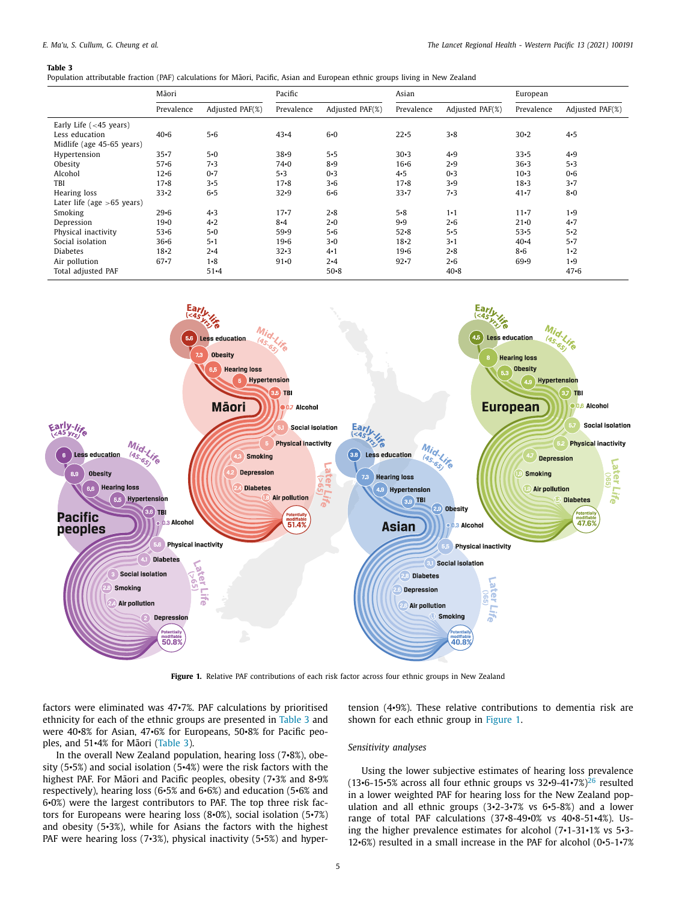**Table 3**
Population attributable fraction (PAF) calculations for Māori, Pacific, Asian and European ethnic groups living in New Zealand

| | Māori | | Pacific | | Asian | | European | |
|---|---|---|---|---|---|---|---|---|
| | Prevalence | Adjusted PAF(%) | Prevalence | Adjusted PAF(%) | Prevalence | Adjusted PAF(%) | Prevalence | Adjusted PAF(%) |
| Early Life (<45 years) | | | | | | | | |
| Less education | 40•6 | 5•6 | 43•4 | 6•0 | 22•5 | 3•8 | 30•2 | 4•5 |
| Midlife (age 45-65 years) | | | | | | | | |
| Hypertension | 35•7 | 5•0 | 38•9 | 5•5 | 30•3 | 4•9 | 33•5 | 4•9 |
| Obesity | 57•6 | 7•3 | 74•0 | 8•9 | 16•6 | 2•9 | 36•3 | 5•3 |
| Alcohol | 12•6 | 0•7 | 5•3 | 0•3 | 4•5 | 0•3 | 10•3 | 0•6 |
| TBI | 17•8 | 3•5 | 17•8 | 3•6 | 17•8 | 3•9 | 18•3 | 3•7 |
| Hearing loss | 33•2 | 6•5 | 32•9 | 6•6 | 33•7 | 7•3 | 41•7 | 8•0 |
| Later life (age >65 years) | | | | | | | | |
| Smoking | 29•6 | 4•3 | 17•7 | 2•8 | 5•8 | 1•1 | 11•7 | 1•9 |
| Depression | 19•0 | 4•2 | 8•4 | 2•0 | 9•9 | 2•6 | 21•0 | 4•7 |
| Physical inactivity | 53•6 | 5•0 | 59•9 | 5•6 | 52•8 | 5•5 | 53•5 | 5•2 |
| Social isolation | 36•6 | 5•1 | 19•6 | 3•0 | 18•2 | 3•1 | 40•4 | 5•7 |
| Diabetes | 18•2 | 2•4 | 32•3 | 4•1 | 19•6 | 2•8 | 8•6 | 1•2 |
| Air pollution | 67•7 | 1•8 | 91•0 | 2•4 | 92•7 | 2•6 | 69•9 | 1•9 |
| Total adjusted PAF | | 51•4 | | 50•8 | | 40•8 | | 47•6 |

**Figure 1.** Relative PAF contributions of each risk factor across four ethnic groups in New Zealand

factors were eliminated was 47•7%. PAF calculations by prioritised ethnicity for each of the ethnic groups are presented in Table 3 and were 40•8% for Asian, 47•6% for Europeans, 50•8% for Pacific peoples, and 51•4% for Māori (Table 3).

In the overall New Zealand population, hearing loss (7•8%), obesity (5•5%) and social isolation (5•4%) were the risk factors with the highest PAF. For Māori and Pacific peoples, obesity (7•3% and 8•9% respectively), hearing loss (6•5% and 6•6%) and education (5•6% and 6•0%) were the largest contributors to PAF. The top three risk factors for Europeans were hearing loss (8•0%), social isolation (5•7%) and obesity (5•3%), while for Asians the factors with the highest PAF were hearing loss (7•3%), physical inactivity (5•5%) and hypertension (4•9%). These relative contributions to dementia risk are shown for each ethnic group in Figure 1.

*Sensitivity analyses*

Using the lower subjective estimates of hearing loss prevalence (13•6-15•5% across all four ethnic groups vs 32•9-41•7%)[26] resulted in a lower weighted PAF for hearing loss for the New Zealand population and all ethnic groups (3•2-3•7% vs 6•5-8%) and a lower range of total PAF calculations (37•8-49•0% vs 40•8-51•4%). Using the higher prevalence estimates for alcohol (7•1-31•1% vs 5•3-12•6%) resulted in a small increase in the PAF for alcohol (0•5-1•7%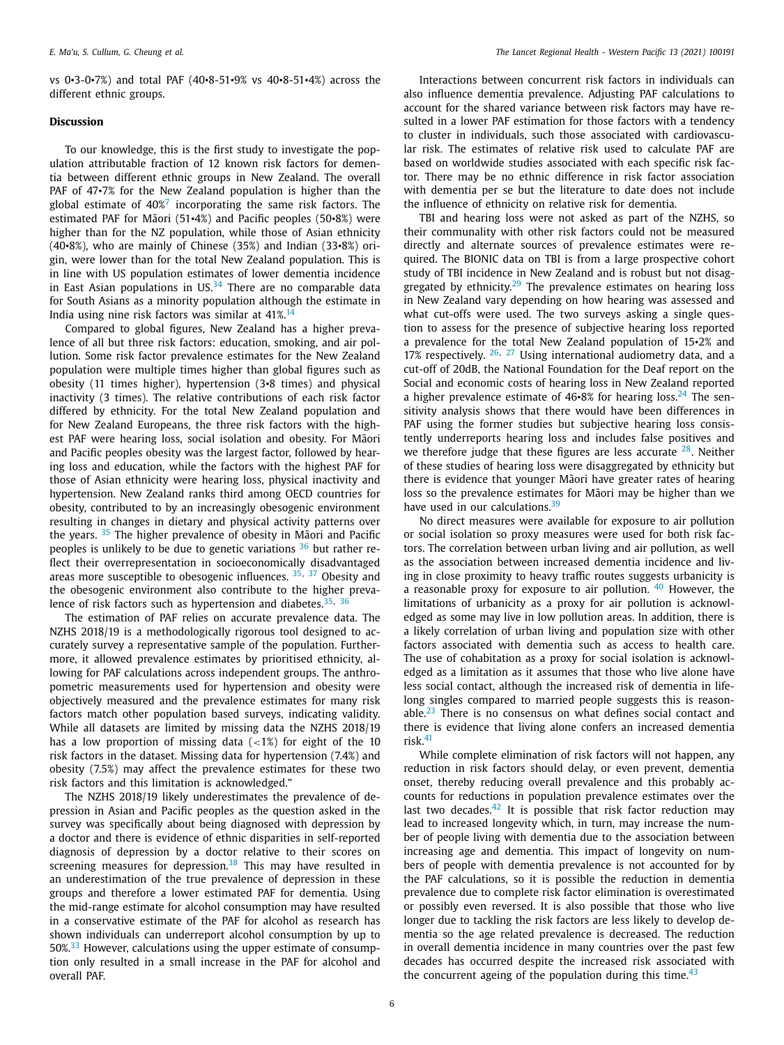vs 0•3-0•7%) and total PAF (40•8-51•9% vs 40•8-51•4%) across the different ethnic groups.

## Discussion

To our knowledge, this is the first study to investigate the population attributable fraction of 12 known risk factors for dementia between different ethnic groups in New Zealand. The overall PAF of 47•7% for the New Zealand population is higher than the global estimate of 40%[7] incorporating the same risk factors. The estimated PAF for Māori (51•4%) and Pacific peoples (50•8%) were higher than for the NZ population, while those of Asian ethnicity (40•8%), who are mainly of Chinese (35%) and Indian (33•8%) origin, were lower than for the total New Zealand population. This is in line with US population estimates of lower dementia incidence in East Asian populations in US.[34] There are no comparable data for South Asians as a minority population although the estimate in India using nine risk factors was similar at 41%.[14]

Compared to global figures, New Zealand has a higher prevalence of all but three risk factors: education, smoking, and air pollution. Some risk factor prevalence estimates for the New Zealand population were multiple times higher than global figures such as obesity (11 times higher), hypertension (3•8 times) and physical inactivity (3 times). The relative contributions of each risk factor differed by ethnicity. For the total New Zealand population and for New Zealand Europeans, the three risk factors with the highest PAF were hearing loss, social isolation and obesity. For Māori and Pacific peoples obesity was the largest factor, followed by hearing loss and education, while the factors with the highest PAF for those of Asian ethnicity were hearing loss, physical inactivity and hypertension. New Zealand ranks third among OECD countries for obesity, contributed to by an increasingly obesogenic environment resulting in changes in dietary and physical activity patterns over the years. [35] The higher prevalence of obesity in Māori and Pacific peoples is unlikely to be due to genetic variations [36] but rather reflect their overrepresentation in socioeconomically disadvantaged areas more susceptible to obesogenic influences. [35, 37] Obesity and the obesogenic environment also contribute to the higher prevalence of risk factors such as hypertension and diabetes.[35, 36]

The estimation of PAF relies on accurate prevalence data. The NZHS 2018/19 is a methodologically rigorous tool designed to accurately survey a representative sample of the population. Furthermore, it allowed prevalence estimates by prioritised ethnicity, allowing for PAF calculations across independent groups. The anthropometric measurements used for hypertension and obesity were objectively measured and the prevalence estimates for many risk factors match other population based surveys, indicating validity. While all datasets are limited by missing data the NZHS 2018/19 has a low proportion of missing data (<1%) for eight of the 10 risk factors in the dataset. Missing data for hypertension (7.4%) and obesity (7.5%) may affect the prevalence estimates for these two risk factors and this limitation is acknowledged."

The NZHS 2018/19 likely underestimates the prevalence of depression in Asian and Pacific peoples as the question asked in the survey was specifically about being diagnosed with depression by a doctor and there is evidence of ethnic disparities in self-reported diagnosis of depression by a doctor relative to their scores on screening measures for depression.[38] This may have resulted in an underestimation of the true prevalence of depression in these groups and therefore a lower estimated PAF for dementia. Using the mid-range estimate for alcohol consumption may have resulted in a conservative estimate of the PAF for alcohol as research has shown individuals can underreport alcohol consumption by up to 50%.[33] However, calculations using the upper estimate of consumption only resulted in a small increase in the PAF for alcohol and overall PAF.

Interactions between concurrent risk factors in individuals can also influence dementia prevalence. Adjusting PAF calculations to account for the shared variance between risk factors may have resulted in a lower PAF estimation for those factors with a tendency to cluster in individuals, such those associated with cardiovascular risk. The estimates of relative risk used to calculate PAF are based on worldwide studies associated with each specific risk factor. There may be no ethnic difference in risk factor association with dementia per se but the literature to date does not include the influence of ethnicity on relative risk for dementia.

TBI and hearing loss were not asked as part of the NZHS, so their communality with other risk factors could not be measured directly and alternate sources of prevalence estimates were required. The BIONIC data on TBI is from a large prospective cohort study of TBI incidence in New Zealand and is robust but not disaggregated by ethnicity.[29] The prevalence estimates on hearing loss in New Zealand vary depending on how hearing was assessed and what cut-offs were used. The two surveys asking a single question to assess for the presence of subjective hearing loss reported a prevalence for the total New Zealand population of 15•2% and 17% respectively. [26, 27] Using international audiometry data, and a cut-off of 20dB, the National Foundation for the Deaf report on the Social and economic costs of hearing loss in New Zealand reported a higher prevalence estimate of 46•8% for hearing loss.[24] The sensitivity analysis shows that there would have been differences in PAF using the former studies but subjective hearing loss consistently underreports hearing loss and includes false positives and we therefore judge that these figures are less accurate [28]. Neither of these studies of hearing loss were disaggregated by ethnicity but there is evidence that younger Māori have greater rates of hearing loss so the prevalence estimates for Māori may be higher than we have used in our calculations.[39]

No direct measures were available for exposure to air pollution or social isolation so proxy measures were used for both risk factors. The correlation between urban living and air pollution, as well as the association between increased dementia incidence and living in close proximity to heavy traffic routes suggests urbanicity is a reasonable proxy for exposure to air pollution. [40] However, the limitations of urbanicity as a proxy for air pollution is acknowledged as some may live in low pollution areas. In addition, there is a likely correlation of urban living and population size with other factors associated with dementia such as access to health care. The use of cohabitation as a proxy for social isolation is acknowledged as a limitation as it assumes that those who live alone have less social contact, although the increased risk of dementia in lifelong singles compared to married people suggests this is reasonable.[23] There is no consensus on what defines social contact and there is evidence that living alone confers an increased dementia risk.[41]

While complete elimination of risk factors will not happen, any reduction in risk factors should delay, or even prevent, dementia onset, thereby reducing overall prevalence and this probably accounts for reductions in population prevalence estimates over the last two decades.[42] It is possible that risk factor reduction may lead to increased longevity which, in turn, may increase the number of people living with dementia due to the association between increasing age and dementia. This impact of longevity on numbers of people with dementia prevalence is not accounted for by the PAF calculations, so it is possible the reduction in dementia prevalence due to complete risk factor elimination is overestimated or possibly even reversed. It is also possible that those who live longer due to tackling the risk factors are less likely to develop dementia so the age related prevalence is decreased. The reduction in overall dementia incidence in many countries over the past few decades has occurred despite the increased risk associated with the concurrent ageing of the population during this time.[43]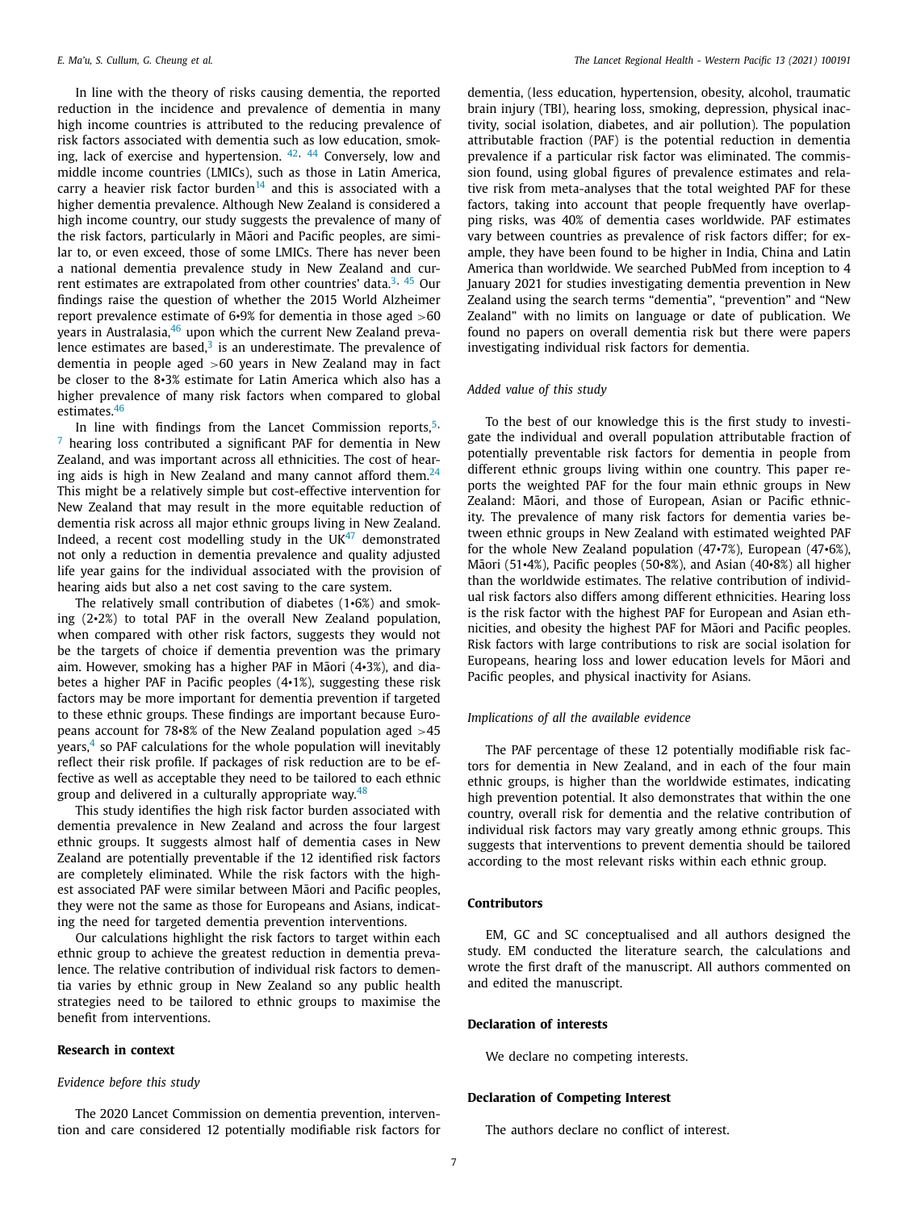In line with the theory of risks causing dementia, the reported reduction in the incidence and prevalence of dementia in many high income countries is attributed to the reducing prevalence of risk factors associated with dementia such as low education, smoking, lack of exercise and hypertension. [42, 44] Conversely, low and middle income countries (LMICs), such as those in Latin America, carry a heavier risk factor burden[14] and this is associated with a higher dementia prevalence. Although New Zealand is considered a high income country, our study suggests the prevalence of many of the risk factors, particularly in Māori and Pacific peoples, are similar to, or even exceed, those of some LMICs. There has never been a national dementia prevalence study in New Zealand and current estimates are extrapolated from other countries' data.[3, 45] Our findings raise the question of whether the 2015 World Alzheimer report prevalence estimate of 6•9% for dementia in those aged >60 years in Australasia,[46] upon which the current New Zealand prevalence estimates are based,[3] is an underestimate. The prevalence of dementia in people aged >60 years in New Zealand may in fact be closer to the 8•3% estimate for Latin America which also has a higher prevalence of many risk factors when compared to global estimates.[46]

In line with findings from the Lancet Commission reports,[5, 7] hearing loss contributed a significant PAF for dementia in New Zealand, and was important across all ethnicities. The cost of hearing aids is high in New Zealand and many cannot afford them.[24] This might be a relatively simple but cost-effective intervention for New Zealand that may result in the more equitable reduction of dementia risk across all major ethnic groups living in New Zealand. Indeed, a recent cost modelling study in the UK[47] demonstrated not only a reduction in dementia prevalence and quality adjusted life year gains for the individual associated with the provision of hearing aids but also a net cost saving to the care system.

The relatively small contribution of diabetes (1•6%) and smoking (2•2%) to total PAF in the overall New Zealand population, when compared with other risk factors, suggests they would not be the targets of choice if dementia prevention was the primary aim. However, smoking has a higher PAF in Māori (4•3%), and diabetes a higher PAF in Pacific peoples (4•1%), suggesting these risk factors may be more important for dementia prevention if targeted to these ethnic groups. These findings are important because Europeans account for 78•8% of the New Zealand population aged >45 years,[4] so PAF calculations for the whole population will inevitably reflect their risk profile. If packages of risk reduction are to be effective as well as acceptable they need to be tailored to each ethnic group and delivered in a culturally appropriate way.[48]

This study identifies the high risk factor burden associated with dementia prevalence in New Zealand and across the four largest ethnic groups. It suggests almost half of dementia cases in New Zealand are potentially preventable if the 12 identified risk factors are completely eliminated. While the risk factors with the highest associated PAF were similar between Māori and Pacific peoples, they were not the same as those for Europeans and Asians, indicating the need for targeted dementia prevention interventions.

Our calculations highlight the risk factors to target within each ethnic group to achieve the greatest reduction in dementia prevalence. The relative contribution of individual risk factors to dementia varies by ethnic group in New Zealand so any public health strategies need to be tailored to ethnic groups to maximise the benefit from interventions.

## Research in context

*Evidence before this study*

The 2020 Lancet Commission on dementia prevention, intervention and care considered 12 potentially modifiable risk factors for dementia, (less education, hypertension, obesity, alcohol, traumatic brain injury (TBI), hearing loss, smoking, depression, physical inactivity, social isolation, diabetes, and air pollution). The population attributable fraction (PAF) is the potential reduction in dementia prevalence if a particular risk factor was eliminated. The commission found, using global figures of prevalence estimates and relative risk from meta-analyses that the total weighted PAF for these factors, taking into account that people frequently have overlapping risks, was 40% of dementia cases worldwide. PAF estimates vary between countries as prevalence of risk factors differ; for example, they have been found to be higher in India, China and Latin America than worldwide. We searched PubMed from inception to 4 January 2021 for studies investigating dementia prevention in New Zealand using the search terms "dementia", "prevention" and "New Zealand" with no limits on language or date of publication. We found no papers on overall dementia risk but there were papers investigating individual risk factors for dementia.

*Added value of this study*

To the best of our knowledge this is the first study to investigate the individual and overall population attributable fraction of potentially preventable risk factors for dementia in people from different ethnic groups living within one country. This paper reports the weighted PAF for the four main ethnic groups in New Zealand: Māori, and those of European, Asian or Pacific ethnicity. The prevalence of many risk factors for dementia varies between ethnic groups in New Zealand with estimated weighted PAF for the whole New Zealand population (47•7%), European (47•6%), Māori (51•4%), Pacific peoples (50•8%), and Asian (40•8%) all higher than the worldwide estimates. The relative contribution of individual risk factors also differs among different ethnicities. Hearing loss is the risk factor with the highest PAF for European and Asian ethnicities, and obesity the highest PAF for Māori and Pacific peoples. Risk factors with large contributions to risk are social isolation for Europeans, hearing loss and lower education levels for Māori and Pacific peoples, and physical inactivity for Asians.

*Implications of all the available evidence*

The PAF percentage of these 12 potentially modifiable risk factors for dementia in New Zealand, and in each of the four main ethnic groups, is higher than the worldwide estimates, indicating high prevention potential. It also demonstrates that within the one country, overall risk for dementia and the relative contribution of individual risk factors may vary greatly among ethnic groups. This suggests that interventions to prevent dementia should be tailored according to the most relevant risks within each ethnic group.

## Contributors

EM, GC and SC conceptualised and all authors designed the study. EM conducted the literature search, the calculations and wrote the first draft of the manuscript. All authors commented on and edited the manuscript.

## Declaration of interests

We declare no competing interests.

## Declaration of Competing Interest

The authors declare no conflict of interest.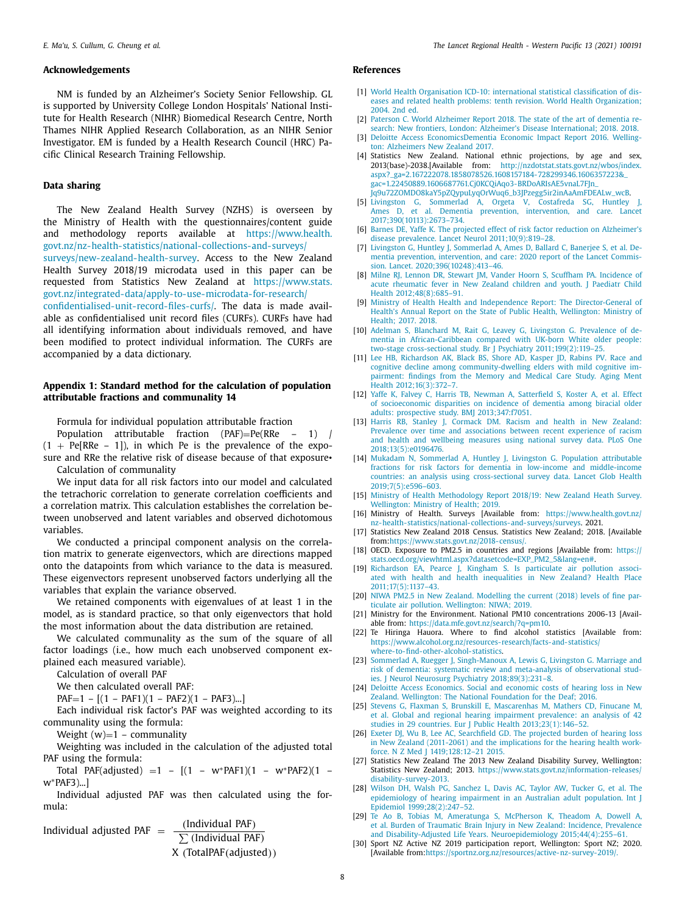## Acknowledgements

NM is funded by an Alzheimer's Society Senior Fellowship. GL is supported by University College London Hospitals' National Institute for Health Research (NIHR) Biomedical Research Centre, North Thames NIHR Applied Research Collaboration, as an NIHR Senior Investigator. EM is funded by a Health Research Council (HRC) Pacific Clinical Research Training Fellowship.

## Data sharing

The New Zealand Health Survey (NZHS) is overseen by the Ministry of Health with the questionnaires/content guide and methodology reports available at https://www.health.govt.nz/nz-health-statistics/national-collections-and-surveys/surveys/new-zealand-health-survey. Access to the New Zealand Health Survey 2018/19 microdata used in this paper can be requested from Statistics New Zealand at https://www.stats.govt.nz/integrated-data/apply-to-use-microdata-for-research/confidentialised-unit-record-files-curfs/. The data is made available as confidentialised unit record files (CURFs). CURFs have had all identifying information about individuals removed, and have been modified to protect individual information. The CURFs are accompanied by a data dictionary.

## Appendix 1: Standard method for the calculation of population attributable fractions and communality 14

Formula for individual population attributable fraction

Population attributable fraction (PAF)=Pe(RRe – 1) / (1 + Pe[RRe – 1]), in which Pe is the prevalence of the exposure and RRe the relative risk of disease because of that exposure•

Calculation of communality

We input data for all risk factors into our model and calculated the tetrachoric correlation to generate correlation coefficients and a correlation matrix. This calculation establishes the correlation between unobserved and latent variables and observed dichotomous variables.

We conducted a principal component analysis on the correlation matrix to generate eigenvectors, which are directions mapped onto the datapoints from which variance to the data is measured. These eigenvectors represent unobserved factors underlying all the variables that explain the variance observed.

We retained components with eigenvalues of at least 1 in the model, as is standard practice, so that only eigenvectors that hold the most information about the data distribution are retained.

We calculated communality as the sum of the square of all factor loadings (i.e., how much each unobserved component explained each measured variable).

Calculation of overall PAF

We then calculated overall PAF:

PAF=1 – [(1 – PAF1)(1 – PAF2)(1 – PAF3)...]

Each individual risk factor's PAF was weighted according to its communality using the formula:

Weight (w)=1 – communality

Weighting was included in the calculation of the adjusted total PAF using the formula:

Total PAF(adjusted) =1 – [(1 – w*PAF1)(1 – w*PAF2)(1 – w*PAF3)...]

Individual adjusted PAF was then calculated using the formula:

$$\text{Individual adjusted PAF} = \frac{(\text{Individual PAF})}{\sum (\text{Individual PAF})} \times (\text{TotalPAF(adjusted)})$$

## References

[1] World Health Organisation ICD-10: international statistical classification of diseases and related health problems: tenth revision. World Health Organization; 2004. 2nd ed.

[2] Paterson C. World Alzheimer Report 2018. The state of the art of dementia research: New frontiers, London: Alzheimer's Disease International; 2018. 2018.

[3] Deloitte Access EconomicsDementia Economic Impact Report 2016. Wellington: Alzheimers New Zealand 2017.

[4] Statistics New Zealand. National ethnic projections, by age and sex, 2013(base)-2038.[Available from: http://nzdotstat.stats.govt.nz/wbos/index.aspx?_ga=2.167222078.1858078526.1608157184-728299346.1606357223&_gac=1.22450889.1606687761.Cj0KCQiAqo3-BRDoARIsAE5vnaL7FJn_Jq9u72ZOMDO8kaY5pZQypuLyqOrWuq6_b3JPzegg5ir2inAaAmFDEALw_wcB.

[5] Livingston G, Sommerlad A, Orgeta V, Costafreda SG, Huntley J, Ames D, et al. Dementia prevention, intervention, and care. Lancet 2017;390(10113):2673–734.

[6] Barnes DE, Yaffe K. The projected effect of risk factor reduction on Alzheimer's disease prevalence. Lancet Neurol 2011;10(9):819–28.

[7] Livingston G, Huntley J, Sommerlad A, Ames D, Ballard C, Banerjee S, et al. Dementia prevention, intervention, and care: 2020 report of the Lancet Commission. Lancet. 2020;396(10248):413–46.

[8] Milne RJ, Lennon DR, Stewart JM, Vander Hoorn S, Scuffham PA. Incidence of acute rheumatic fever in New Zealand children and youth. J Paediatr Child Health 2012;48(8):685–91.

[9] Ministry of Health Health and Independence Report: The Director-General of Health's Annual Report on the State of Public Health, Wellington: Ministry of Health; 2017. 2018.

[10] Adelman S, Blanchard M, Rait G, Leavey G, Livingston G. Prevalence of dementia in African-Caribbean compared with UK-born White older people: two-stage cross-sectional study. Br J Psychiatry 2011;199(2):119–25.

[11] Lee HB, Richardson AK, Black BS, Shore AD, Kasper JD, Rabins PV. Race and cognitive decline among community-dwelling elders with mild cognitive impairment: findings from the Memory and Medical Care Study. Aging Ment Health 2012;16(3):372–7.

[12] Yaffe K, Falvey C, Harris TB, Newman A, Satterfield S, Koster A, et al. Effect of socioeconomic disparities on incidence of dementia among biracial older adults: prospective study. BMJ 2013;347:f7051.

[13] Harris RB, Stanley J, Cormack DM. Racism and health in New Zealand: Prevalence over time and associations between recent experience of racism and health and wellbeing measures using national survey data. PLoS One 2018;13(5):e0196476.

[14] Mukadam N, Sommerlad A, Huntley J, Livingston G. Population attributable fractions for risk factors for dementia in low-income and middle-income countries: an analysis using cross-sectional survey data. Lancet Glob Health 2019;7(5):e596–603.

[15] Ministry of Health Methodology Report 2018/19: New Zealand Heath Survey. Wellington: Ministry of Health; 2019.

[16] Ministry of Health. Surveys [Available from: https://www.health.govt.nz/nz-health-statistics/national-collections-and-surveys/surveys. 2021.

[17] Statistics New Zealand 2018 Census. Statistics New Zealand; 2018. [Available from:https://www.stats.govt.nz/2018-census/.

[18] OECD. Exposure to PM2.5 in countries and regions [Available from: https://stats.oecd.org/viewhtml.aspx?datasetcode=EXP_PM2_5&lang=en#.

[19] Richardson EA, Pearce J, Kingham S. Is particulate air pollution associated with health and health inequalities in New Zealand? Health Place 2011;17(5):1137–43.

[20] NIWA PM2.5 in New Zealand. Modelling the current (2018) levels of fine particulate air pollution. Wellington: NIWA; 2019.

[21] Ministry for the Environment. National PM10 concentrations 2006-13 [Available from: https://data.mfe.govt.nz/search/?q=pm10.

[22] Te Hiringa Hauora. Where to find alcohol statistics [Available from: https://www.alcohol.org.nz/resources-research/facts-and-statistics/where-to-find-other-alcohol-statistics.

[23] Sommerlad A, Ruegger J, Singh-Manoux A, Lewis G, Livingston G. Marriage and risk of dementia: systematic review and meta-analysis of observational studies. J Neurol Neurosurg Psychiatry 2018;89(3):231–8.

[24] Deloitte Access Economics. Social and economic costs of hearing loss in New Zealand. Wellington: The National Foundation for the Deaf; 2016.

[25] Stevens G, Flaxman S, Brunskill E, Mascarenhas M, Mathers CD, Finucane M, et al. Global and regional hearing impairment prevalence: an analysis of 42 studies in 29 countries. Eur J Public Health 2013;23(1):146–52.

[26] Exeter DJ, Wu B, Lee AC, Searchfield GD. The projected burden of hearing loss in New Zealand (2011-2061) and the implications for the hearing health workforce. N Z Med J 1419;128:12–21 2015.

[27] Statistics New Zealand The 2013 New Zealand Disability Survey, Wellington: Statistics New Zealand; 2013. https://www.stats.govt.nz/information-releases/disability-survey-2013.

[28] Wilson DH, Walsh PG, Sanchez L, Davis AC, Taylor AW, Tucker G, et al. The epidemiology of hearing impairment in an Australian adult population. Int J Epidemiol 1999;28(2):247–52.

[29] Te Ao B, Tobias M, Ameratunga S, McPherson K, Theadom A, Dowell A, et al. Burden of Traumatic Brain Injury in New Zealand: Incidence, Prevalence and Disability-Adjusted Life Years. Neuroepidemiology 2015;44(4):255–61.

[30] Sport NZ Active NZ 2019 participation report, Wellington: Sport NZ; 2020. [Available from:https://sportnz.org.nz/resources/active-nz-survey-2019/.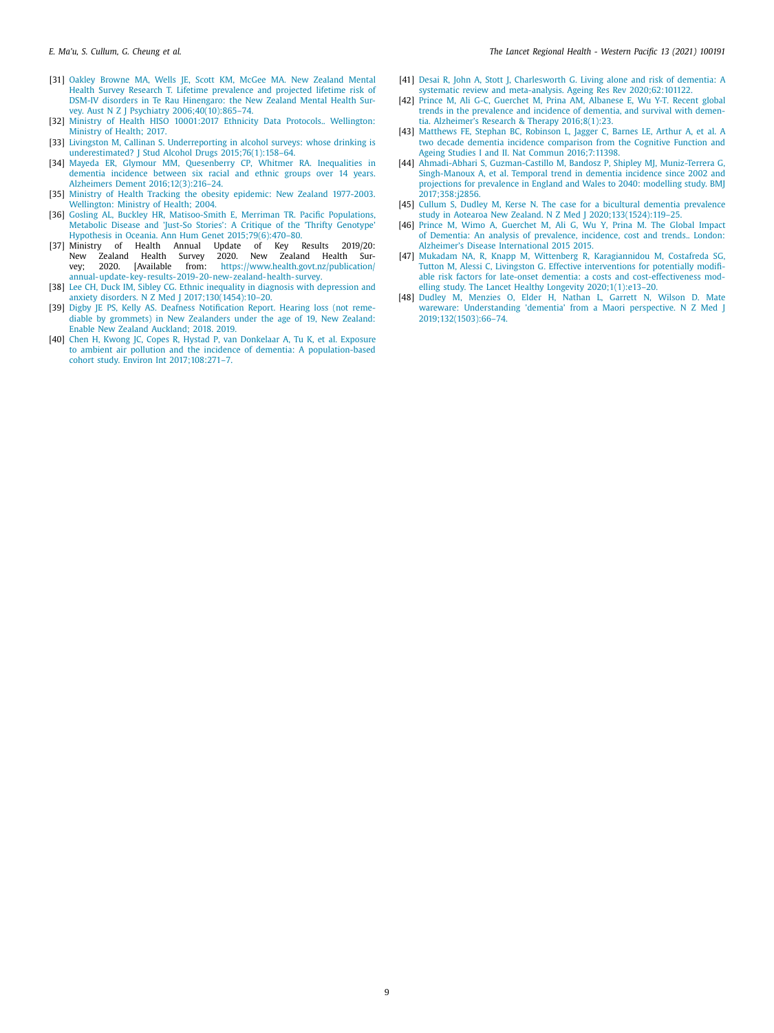[31] Oakley Browne MA, Wells JE, Scott KM, McGee MA. New Zealand Mental Health Survey Research T. Lifetime prevalence and projected lifetime risk of DSM-IV disorders in Te Rau Hinengaro: the New Zealand Mental Health Survey. Aust N Z J Psychiatry 2006;40(10):865–74.

[32] Ministry of Health HISO 10001:2017 Ethnicity Data Protocols.. Wellington: Ministry of Health; 2017.

[33] Livingston M, Callinan S. Underreporting in alcohol surveys: whose drinking is underestimated? J Stud Alcohol Drugs 2015;76(1):158–64.

[34] Mayeda ER, Glymour MM, Quesenberry CP, Whitmer RA. Inequalities in dementia incidence between six racial and ethnic groups over 14 years. Alzheimers Dement 2016;12(3):216–24.

[35] Ministry of Health Tracking the obesity epidemic: New Zealand 1977-2003. Wellington: Ministry of Health; 2004.

[36] Gosling AL, Buckley HR, Matisoo-Smith E, Merriman TR. Pacific Populations, Metabolic Disease and 'Just-So Stories': A Critique of the 'Thrifty Genotype' Hypothesis in Oceania. Ann Hum Genet 2015;79(6):470–80.

[37] Ministry of Health Annual Update of Key Results 2019/20: New Zealand Health Survey 2020. New Zealand Health Survey; 2020. [Available from: https://www.health.govt.nz/publication/annual-update-key-results-2019-20-new-zealand-health-survey.

[38] Lee CH, Duck IM, Sibley CG. Ethnic inequality in diagnosis with depression and anxiety disorders. N Z Med J 2017;130(1454):10–20.

[39] Digby JE PS, Kelly AS. Deafness Notification Report. Hearing loss (not remediable by grommets) in New Zealanders under the age of 19, New Zealand: Enable New Zealand Auckland; 2018. 2019.

[40] Chen H, Kwong JC, Copes R, Hystad P, van Donkelaar A, Tu K, et al. Exposure to ambient air pollution and the incidence of dementia: A population-based cohort study. Environ Int 2017;108:271–7.

[41] Desai R, John A, Stott J, Charlesworth G. Living alone and risk of dementia: A systematic review and meta-analysis. Ageing Res Rev 2020;62:101122.

[42] Prince M, Ali G-C, Guerchet M, Prina AM, Albanese E, Wu Y-T. Recent global trends in the prevalence and incidence of dementia, and survival with dementia. Alzheimer's Research & Therapy 2016;8(1):23.

[43] Matthews FE, Stephan BC, Robinson L, Jagger C, Barnes LE, Arthur A, et al. A two decade dementia incidence comparison from the Cognitive Function and Ageing Studies I and II. Nat Commun 2016;7:11398.

[44] Ahmadi-Abhari S, Guzman-Castillo M, Bandosz P, Shipley MJ, Muniz-Terrera G, Singh-Manoux A, et al. Temporal trend in dementia incidence since 2002 and projections for prevalence in England and Wales to 2040: modelling study. BMJ 2017;358:j2856.

[45] Cullum S, Dudley M, Kerse N. The case for a bicultural dementia prevalence study in Aotearoa New Zealand. N Z Med J 2020;133(1524):119–25.

[46] Prince M, Wimo A, Guerchet M, Ali G, Wu Y, Prina M. The Global Impact of Dementia: An analysis of prevalence, incidence, cost and trends.. London: Alzheimer's Disease International 2015 2015.

[47] Mukadam NA, R, Knapp M, Wittenberg R, Karagiannidou M, Costafreda SG, Tutton M, Alessi C, Livingston G. Effective interventions for potentially modifiable risk factors for late-onset dementia: a costs and cost-effectiveness modelling study. The Lancet Healthy Longevity 2020;1(1):e13–20.

[48] Dudley M, Menzies O, Elder H, Nathan L, Garrett N, Wilson D. Mate wareware: Understanding 'dementia' from a Maori perspective. N Z Med J 2019;132(1503):66–74.